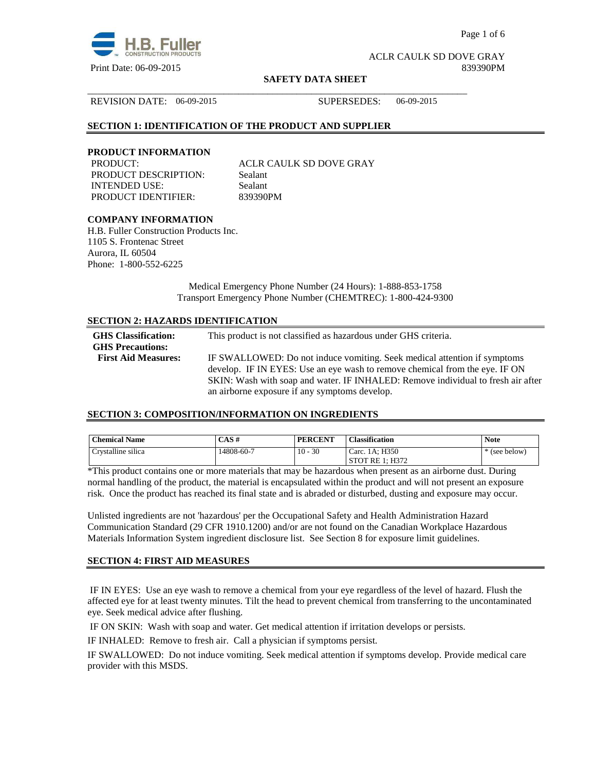ACLR CAULK SD DOVE GRAY
Print Date: 06-09-2015 839390PM

**SAFETY DATA SHEET**

REVISION DATE: 06-09-2015 SUPERSEDES: 06-09-2015

## SECTION 1: IDENTIFICATION OF THE PRODUCT AND SUPPLIER

### PRODUCT INFORMATION

PRODUCT: ACLR CAULK SD DOVE GRAY
PRODUCT DESCRIPTION: Sealant
INTENDED USE: Sealant
PRODUCT IDENTIFIER: 839390PM

### COMPANY INFORMATION

H.B. Fuller Construction Products Inc.
1105 S. Frontenac Street
Aurora, IL 60504
Phone: 1-800-552-6225

Medical Emergency Phone Number (24 Hours): 1-888-853-1758
Transport Emergency Phone Number (CHEMTREC): 1-800-424-9300

## SECTION 2: HAZARDS IDENTIFICATION

**GHS Classification:** This product is not classified as hazardous under GHS criteria.

**GHS Precautions:**

**First Aid Measures:** IF SWALLOWED: Do not induce vomiting. Seek medical attention if symptoms develop. IF IN EYES: Use an eye wash to remove chemical from the eye. IF ON SKIN: Wash with soap and water. IF INHALED: Remove individual to fresh air after an airborne exposure if any symptoms develop.

## SECTION 3: COMPOSITION/INFORMATION ON INGREDIENTS

| Chemical Name | CAS # | PERCENT | Classification | Note |
|---|---|---|---|---|
| Crystalline silica | 14808-60-7 | 10 - 30 | Carc. 1A; H350<br>STOT RE 1; H372 | * (see below) |

*This product contains one or more materials that may be hazardous when present as an airborne dust. During normal handling of the product, the material is encapsulated within the product and will not present an exposure risk. Once the product has reached its final state and is abraded or disturbed, dusting and exposure may occur.

Unlisted ingredients are not 'hazardous' per the Occupational Safety and Health Administration Hazard Communication Standard (29 CFR 1910.1200) and/or are not found on the Canadian Workplace Hazardous Materials Information System ingredient disclosure list. See Section 8 for exposure limit guidelines.

## SECTION 4: FIRST AID MEASURES

IF IN EYES: Use an eye wash to remove a chemical from your eye regardless of the level of hazard. Flush the affected eye for at least twenty minutes. Tilt the head to prevent chemical from transferring to the uncontaminated eye. Seek medical advice after flushing.

IF ON SKIN: Wash with soap and water. Get medical attention if irritation develops or persists.

IF INHALED: Remove to fresh air. Call a physician if symptoms persist.

IF SWALLOWED: Do not induce vomiting. Seek medical attention if symptoms develop. Provide medical care provider with this MSDS.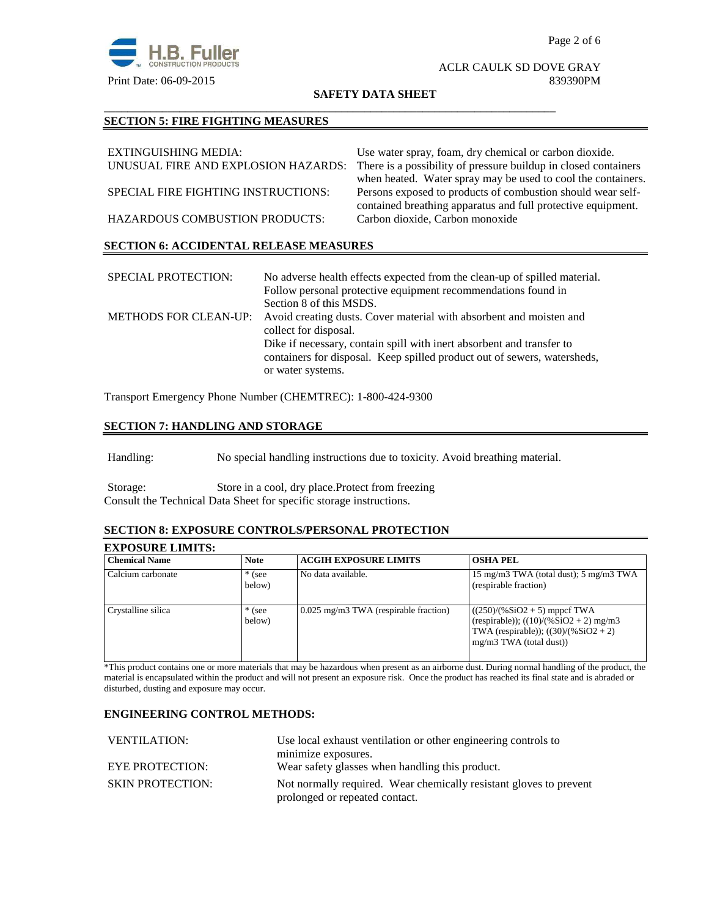## SECTION 5: FIRE FIGHTING MEASURES

EXTINGUISHING MEDIA: Use water spray, foam, dry chemical or carbon dioxide.

UNUSUAL FIRE AND EXPLOSION HAZARDS: There is a possibility of pressure buildup in closed containers when heated. Water spray may be used to cool the containers.

SPECIAL FIRE FIGHTING INSTRUCTIONS: Persons exposed to products of combustion should wear self-contained breathing apparatus and full protective equipment.

HAZARDOUS COMBUSTION PRODUCTS: Carbon dioxide, Carbon monoxide

## SECTION 6: ACCIDENTAL RELEASE MEASURES

SPECIAL PROTECTION: No adverse health effects expected from the clean-up of spilled material. Follow personal protective equipment recommendations found in Section 8 of this MSDS.

METHODS FOR CLEAN-UP: Avoid creating dusts. Cover material with absorbent and moisten and collect for disposal.
Dike if necessary, contain spill with inert absorbent and transfer to containers for disposal. Keep spilled product out of sewers, watersheds, or water systems.

Transport Emergency Phone Number (CHEMTREC): 1-800-424-9300

## SECTION 7: HANDLING AND STORAGE

Handling: No special handling instructions due to toxicity. Avoid breathing material.

Storage: Store in a cool, dry place.Protect from freezing
Consult the Technical Data Sheet for specific storage instructions.

## SECTION 8: EXPOSURE CONTROLS/PERSONAL PROTECTION

### EXPOSURE LIMITS:

| Chemical Name | Note | ACGIH EXPOSURE LIMITS | OSHA PEL |
|---|---|---|---|
| Calcium carbonate | * (see below) | No data available. | 15 mg/m3 TWA (total dust); 5 mg/m3 TWA (respirable fraction) |
| Crystalline silica | * (see below) | 0.025 mg/m3 TWA (respirable fraction) | $((250)/(\%SiO_2 + 5)$ mppcf TWA (respirable)); $((10)/(\%SiO_2 + 2)$ mg/m3 TWA (respirable)); $((30)/(\%SiO_2 + 2)$ mg/m3 TWA (total dust)) |

*This product contains one or more materials that may be hazardous when present as an airborne dust. During normal handling of the product, the material is encapsulated within the product and will not present an exposure risk. Once the product has reached its final state and is abraded or disturbed, dusting and exposure may occur.

### ENGINEERING CONTROL METHODS:

VENTILATION: Use local exhaust ventilation or other engineering controls to minimize exposures.

EYE PROTECTION: Wear safety glasses when handling this product.

SKIN PROTECTION: Not normally required. Wear chemically resistant gloves to prevent prolonged or repeated contact.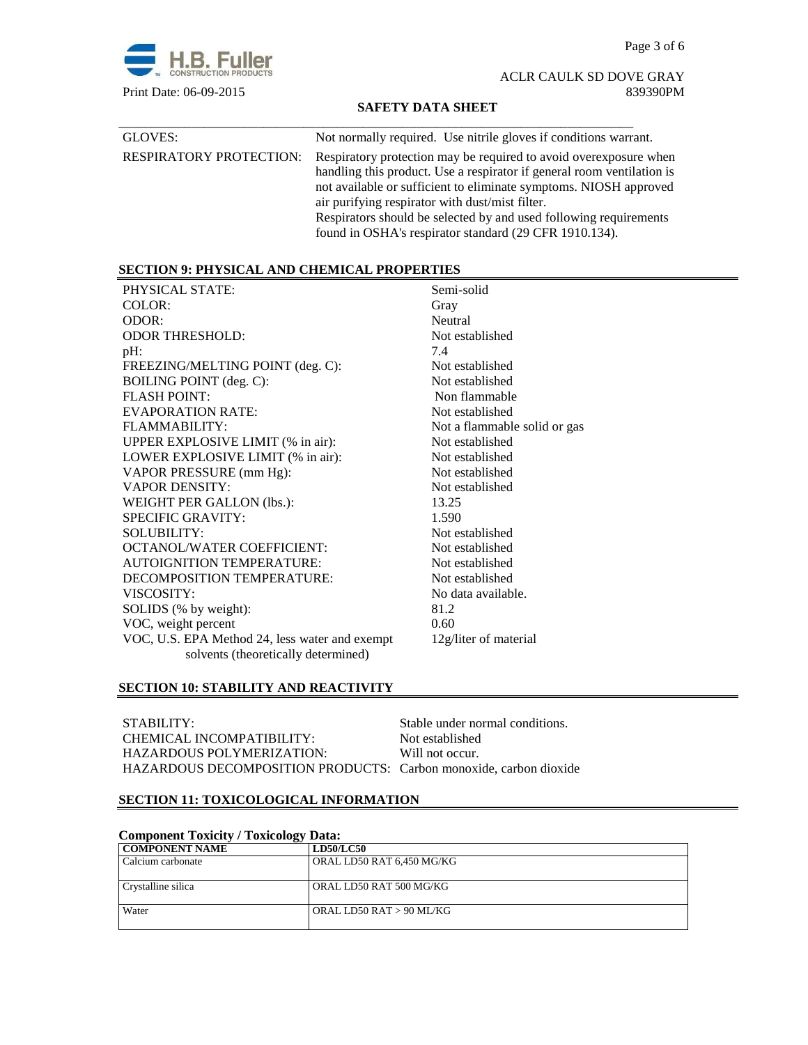| | |
|---|---|
| GLOVES: | Not normally required. Use nitrile gloves if conditions warrant. |
| RESPIRATORY PROTECTION: | Respiratory protection may be required to avoid overexposure when handling this product. Use a respirator if general room ventilation is not available or sufficient to eliminate symptoms. NIOSH approved air purifying respirator with dust/mist filter. Respirators should be selected by and used following requirements found in OSHA's respirator standard (29 CFR 1910.134). |

## SECTION 9: PHYSICAL AND CHEMICAL PROPERTIES

| | |
|---|---|
| PHYSICAL STATE: | Semi-solid |
| COLOR: | Gray |
| ODOR: | Neutral |
| ODOR THRESHOLD: | Not established |
| pH: | 7.4 |
| FREEZING/MELTING POINT (deg. C): | Not established |
| BOILING POINT (deg. C): | Not established |
| FLASH POINT: | Non flammable |
| EVAPORATION RATE: | Not established |
| FLAMMABILITY: | Not a flammable solid or gas |
| UPPER EXPLOSIVE LIMIT (% in air): | Not established |
| LOWER EXPLOSIVE LIMIT (% in air): | Not established |
| VAPOR PRESSURE (mm Hg): | Not established |
| VAPOR DENSITY: | Not established |
| WEIGHT PER GALLON (lbs.): | 13.25 |
| SPECIFIC GRAVITY: | 1.590 |
| SOLUBILITY: | Not established |
| OCTANOL/WATER COEFFICIENT: | Not established |
| AUTOIGNITION TEMPERATURE: | Not established |
| DECOMPOSITION TEMPERATURE: | Not established |
| VISCOSITY: | No data available. |
| SOLIDS (% by weight): | 81.2 |
| VOC, weight percent | 0.60 |
| VOC, U.S. EPA Method 24, less water and exempt solvents (theoretically determined) | 12g/liter of material |

## SECTION 10: STABILITY AND REACTIVITY

| | |
|---|---|
| STABILITY: | Stable under normal conditions. |
| CHEMICAL INCOMPATIBILITY: | Not established |
| HAZARDOUS POLYMERIZATION: | Will not occur. |
| HAZARDOUS DECOMPOSITION PRODUCTS: | Carbon monoxide, carbon dioxide |

## SECTION 11: TOXICOLOGICAL INFORMATION

**Component Toxicity / Toxicology Data:**

| COMPONENT NAME | LD50/LC50 |
|---|---|
| Calcium carbonate | ORAL LD50 RAT 6,450 MG/KG |
| Crystalline silica | ORAL LD50 RAT 500 MG/KG |
| Water | ORAL LD50 RAT > 90 ML/KG |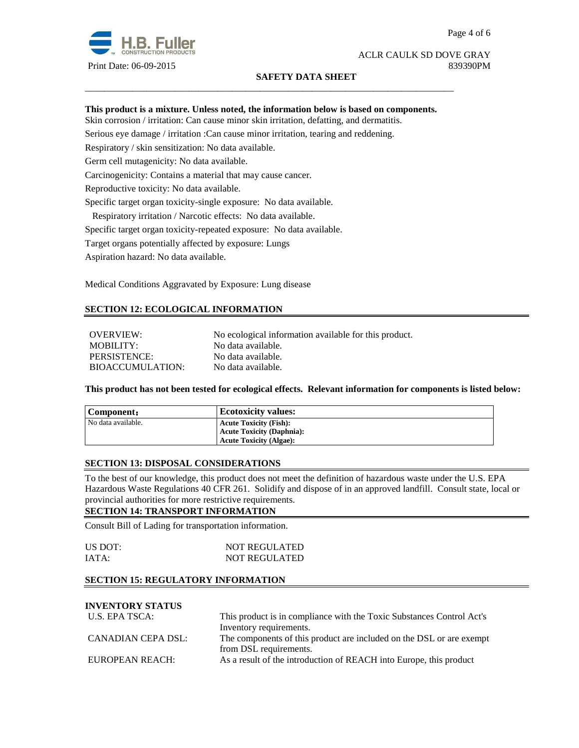**This product is a mixture. Unless noted, the information below is based on components.**

Skin corrosion / irritation: Can cause minor skin irritation, defatting, and dermatitis.

Serious eye damage / irritation :Can cause minor irritation, tearing and reddening.

Respiratory / skin sensitization: No data available.

Germ cell mutagenicity: No data available.

Carcinogenicity: Contains a material that may cause cancer.

Reproductive toxicity: No data available.

Specific target organ toxicity-single exposure: No data available.

Respiratory irritation / Narcotic effects: No data available.

Specific target organ toxicity-repeated exposure: No data available.

Target organs potentially affected by exposure: Lungs

Aspiration hazard: No data available.

Medical Conditions Aggravated by Exposure: Lung disease

## SECTION 12: ECOLOGICAL INFORMATION

| | |
|---|---|
| OVERVIEW: | No ecological information available for this product. |
| MOBILITY: | No data available. |
| PERSISTENCE: | No data available. |
| BIOACCUMULATION: | No data available. |

**This product has not been tested for ecological effects. Relevant information for components is listed below:**

| Component: | Ecotoxicity values: |
|---|---|
| No data available. | **Acute Toxicity (Fish):**<br>**Acute Toxicity (Daphnia):**<br>**Acute Toxicity (Algae):** |

## SECTION 13: DISPOSAL CONSIDERATIONS

To the best of our knowledge, this product does not meet the definition of hazardous waste under the U.S. EPA Hazardous Waste Regulations 40 CFR 261. Solidify and dispose of in an approved landfill. Consult state, local or provincial authorities for more restrictive requirements.

## SECTION 14: TRANSPORT INFORMATION

Consult Bill of Lading for transportation information.

| | |
|---|---|
| US DOT: | NOT REGULATED |
| IATA: | NOT REGULATED |

## SECTION 15: REGULATORY INFORMATION

**INVENTORY STATUS**

| | |
|---|---|
| U.S. EPA TSCA: | This product is in compliance with the Toxic Substances Control Act's Inventory requirements. |
| CANADIAN CEPA DSL: | The components of this product are included on the DSL or are exempt from DSL requirements. |
| EUROPEAN REACH: | As a result of the introduction of REACH into Europe, this product |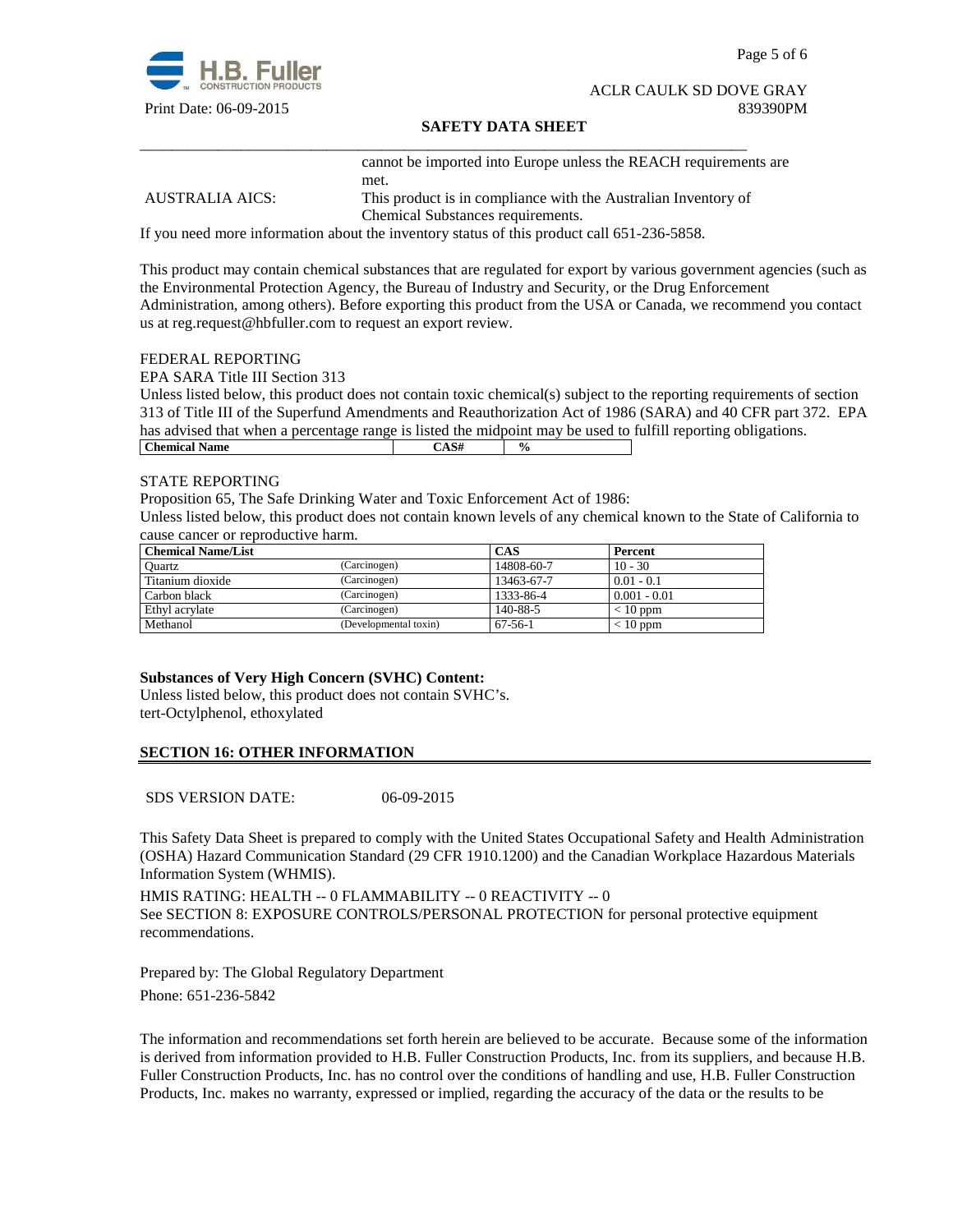| | |
|---|---|
| | cannot be imported into Europe unless the REACH requirements are met. |
| AUSTRALIA AICS: | This product is in compliance with the Australian Inventory of Chemical Substances requirements. |

If you need more information about the inventory status of this product call 651-236-5858.

This product may contain chemical substances that are regulated for export by various government agencies (such as the Environmental Protection Agency, the Bureau of Industry and Security, or the Drug Enforcement Administration, among others). Before exporting this product from the USA or Canada, we recommend you contact us at reg.request@hbfuller.com to request an export review.

FEDERAL REPORTING

EPA SARA Title III Section 313

Unless listed below, this product does not contain toxic chemical(s) subject to the reporting requirements of section 313 of Title III of the Superfund Amendments and Reauthorization Act of 1986 (SARA) and 40 CFR part 372. EPA has advised that when a percentage range is listed the midpoint may be used to fulfill reporting obligations.

| Chemical Name | CAS# | % |
|---|---|---|

STATE REPORTING

Proposition 65, The Safe Drinking Water and Toxic Enforcement Act of 1986:

Unless listed below, this product does not contain known levels of any chemical known to the State of California to cause cancer or reproductive harm.

| Chemical Name/List | | CAS | Percent |
|---|---|---|---|
| Quartz | (Carcinogen) | 14808-60-7 | 10 - 30 |
| Titanium dioxide | (Carcinogen) | 13463-67-7 | 0.01 - 0.1 |
| Carbon black | (Carcinogen) | 1333-86-4 | 0.001 - 0.01 |
| Ethyl acrylate | (Carcinogen) | 140-88-5 | < 10 ppm |
| Methanol | (Developmental toxin) | 67-56-1 | < 10 ppm |

**Substances of Very High Concern (SVHC) Content:**

Unless listed below, this product does not contain SVHC's.
tert-Octylphenol, ethoxylated

## SECTION 16: OTHER INFORMATION

SDS VERSION DATE: 06-09-2015

This Safety Data Sheet is prepared to comply with the United States Occupational Safety and Health Administration (OSHA) Hazard Communication Standard (29 CFR 1910.1200) and the Canadian Workplace Hazardous Materials Information System (WHMIS).

HMIS RATING: HEALTH -- 0 FLAMMABILITY -- 0 REACTIVITY -- 0

See SECTION 8: EXPOSURE CONTROLS/PERSONAL PROTECTION for personal protective equipment recommendations.

Prepared by: The Global Regulatory Department

Phone: 651-236-5842

The information and recommendations set forth herein are believed to be accurate. Because some of the information is derived from information provided to H.B. Fuller Construction Products, Inc. from its suppliers, and because H.B. Fuller Construction Products, Inc. has no control over the conditions of handling and use, H.B. Fuller Construction Products, Inc. makes no warranty, expressed or implied, regarding the accuracy of the data or the results to be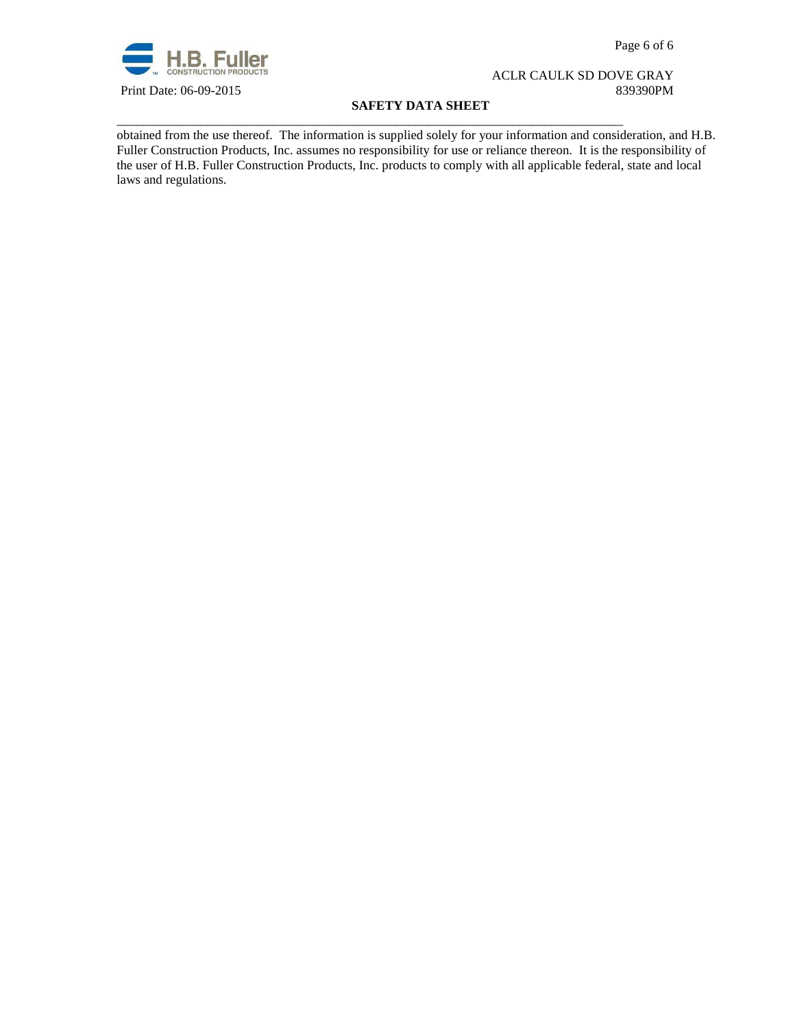obtained from the use thereof. The information is supplied solely for your information and consideration, and H.B. Fuller Construction Products, Inc. assumes no responsibility for use or reliance thereon. It is the responsibility of the user of H.B. Fuller Construction Products, Inc. products to comply with all applicable federal, state and local laws and regulations.